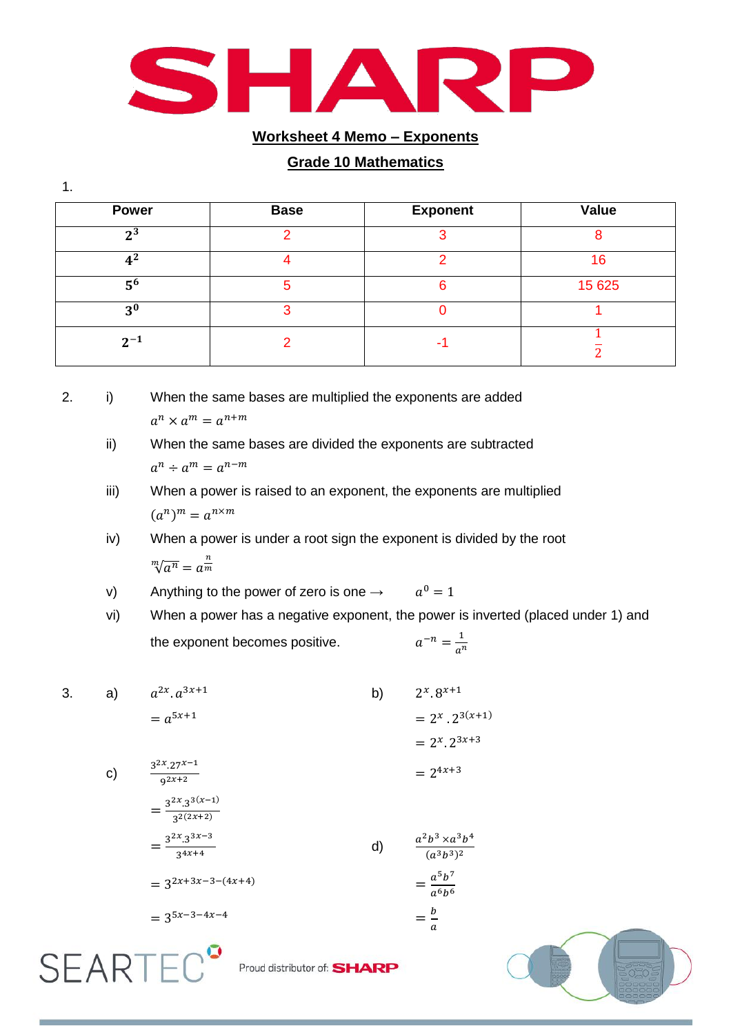## Worksheet 4 Memo – Exponents

## Grade 10 Mathematics

1.

| Power | Base | Exponent | Value |
|---|---|---|---|
| $2^3$ | 2 | 3 | 8 |
| $4^2$ | 4 | 2 | 16 |
| $5^6$ | 5 | 6 | 15 625 |
| $3^0$ | 3 | 0 | 1 |
| $2^{-1}$ | 2 | -1 | $\frac{1}{2}$ |

2. i) When the same bases are multiplied the exponents are added

   $a^n \times a^m = a^{n+m}$

   ii) When the same bases are divided the exponents are subtracted

   $a^n \div a^m = a^{n-m}$

   iii) When a power is raised to an exponent, the exponents are multiplied

   $(a^n)^m = a^{n\times m}$

   iv) When a power is under a root sign the exponent is divided by the root

   $\sqrt[m]{a^n} = a^{\frac{n}{m}}$

   v) Anything to the power of zero is one → $a^0 = 1$

   vi) When a power has a negative exponent, the power is inverted (placed under 1) and the exponent becomes positive. $a^{-n} = \frac{1}{a^n}$

3. a) $a^{2x}.a^{3x+1}$

   $= a^{5x+1}$

   b) $2^x.8^{x+1}$

   $= 2^x.2^{3(x+1)}$

   $= 2^x.2^{3x+3}$

   $= 2^{4x+3}$

   c) $\frac{3^{2x}.27^{x-1}}{9^{2x+2}}$

   $= \frac{3^{2x}.3^{3(x-1)}}{3^{2(2x+2)}}$

   $= \frac{3^{2x}.3^{3x-3}}{3^{4x+4}}$

   $= 3^{2x+3x-3-(4x+4)}$

   $= 3^{5x-3-4x-4}$

   d) $\frac{a^2b^3 \times a^3b^4}{(a^3b^3)^2}$

   $= \frac{a^5b^7}{a^6b^6}$

   $= \frac{b}{a}$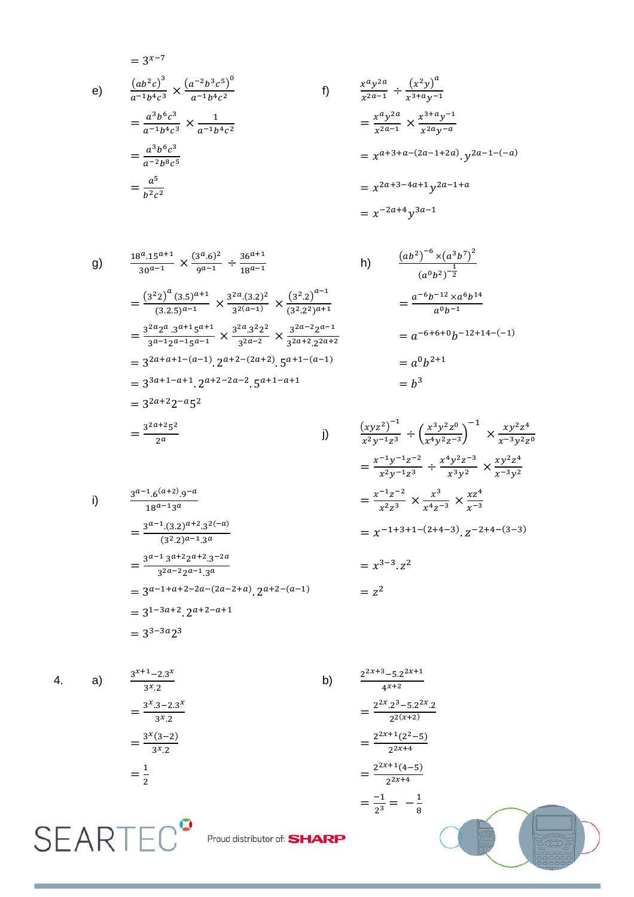$= 3^{x-7}$

e) $\frac{(ab^2c)^3}{a^{-1}b^4c^3} \times \frac{(a^{-2}b^3c^5)^0}{a^{-1}b^4c^2}$

$= \frac{a^3b^6c^3}{a^{-1}b^4c^3} \times \frac{1}{a^{-1}b^4c^2}$

$= \frac{a^3b^6c^3}{a^{-2}b^8c^5}$

$= \frac{a^5}{b^2c^2}$

f) $\frac{x^a y^{2a}}{x^{2a-1}} \div \frac{(x^2y)^a}{x^{3+a}y^{-1}}$

$= \frac{x^a y^{2a}}{x^{2a-1}} \times \frac{x^{3+a}y^{-1}}{x^{2a}y^{-a}}$

$= x^{a+3+a-(2a-1+2a)}.y^{2a-1-(-a)}$

$= x^{2a+3-4a+1}y^{2a-1+a}$

$= x^{-2a+4}y^{3a-1}$

g) $\frac{18^a.15^{a+1}}{30^{a-1}} \times \frac{(3^a.6)^2}{9^{a-1}} \div \frac{36^{a+1}}{18^{a-1}}$

$= \frac{(3^2 2)^a (3.5)^{a+1}}{(3.2.5)^{a-1}} \times \frac{3^{2a}.(3.2)^2}{3^{2(a-1)}} \times \frac{(3^2.2)^{a-1}}{(3^2.2^2)^{a+1}}$

$= \frac{3^{2a}2^a.3^{a+1}5^{a+1}}{3^{a-1}2^{a-1}5^{a-1}} \times \frac{3^{2a}.3^2 2^2}{3^{2a-2}} \times \frac{3^{2a-2}2^{a-1}}{3^{2a+2}.2^{2a+2}}$

$= 3^{2a+a+1-(a-1)}.2^{a+2-(2a+2)}.5^{a+1-(a-1)}$

$= 3^{3a+1-a+1}.2^{a+2-2a-2}.5^{a+1-a+1}$

$= 3^{2a+2}2^{-a}5^2$

$= \frac{3^{2a+2}5^2}{2^a}$

h) $\frac{(ab^2)^{-6} \times (a^3b^7)^2}{(a^0b^2)^{-\frac{1}{2}}}$

$= \frac{a^{-6}b^{-12} \times a^6b^{14}}{a^0b^{-1}}$

$= a^{-6+6+0}b^{-12+14-(-1)}$

$= a^0b^{2+1}$

$= b^3$

i) $\frac{3^{a-1}.6^{(a+2)}.9^{-a}}{18^{a-1}3^a}$

$= \frac{3^{a-1}.(3.2)^{a+2}.3^{2(-a)}}{(3^2.2)^{a-1}.3^a}$

$= \frac{3^{a-1}\,3^{a+2}2^{a+2}.3^{-2a}}{3^{2a-2}2^{a-1}.3^a}$

$= 3^{a-1+a+2-2a-(2a-2+a)}.2^{a+2-(a-1)}$

$= 3^{1-3a+2}.2^{a+2-a+1}$

$= 3^{3-3a}2^3$

j) $\frac{(xyz^2)^{-1}}{x^2y^{-1}z^3} \div \left(\frac{x^3y^2z^0}{x^4y^2z^{-3}}\right)^{-1} \times \frac{xy^2z^4}{x^{-3}y^2z^0}$

$= \frac{x^{-1}y^{-1}z^{-2}}{x^2y^{-1}z^3} \div \frac{x^4y^2z^{-3}}{x^3y^2} \times \frac{xy^2z^4}{x^{-3}y^2}$

$= \frac{x^{-1}z^{-2}}{x^2z^3} \times \frac{x^3}{x^4z^{-3}} \times \frac{xz^4}{x^{-3}}$

$= x^{-1+3+1-(2+4-3)}.z^{-2+4-(3-3)}$

$= x^{3-3}.z^2$

$= z^2$

4. a) $\frac{3^{x+1}-2.3^x}{3^x.2}$

$= \frac{3^x.3-2.3^x}{3^x.2}$

$= \frac{3^x(3-2)}{3^x.2}$

$= \frac{1}{2}$

b) $\frac{2^{2x+3}-5.2^{2x+1}}{4^{x+2}}$

$= \frac{2^{2x}.2^3-5.2^{2x}.2}{2^{2(x+2)}}$

$= \frac{2^{2x+1}(2^2-5)}{2^{2x+4}}$

$= \frac{2^{2x+1}(4-5)}{2^{2x+4}}$

$= \frac{-1}{2^3} = -\frac{1}{8}$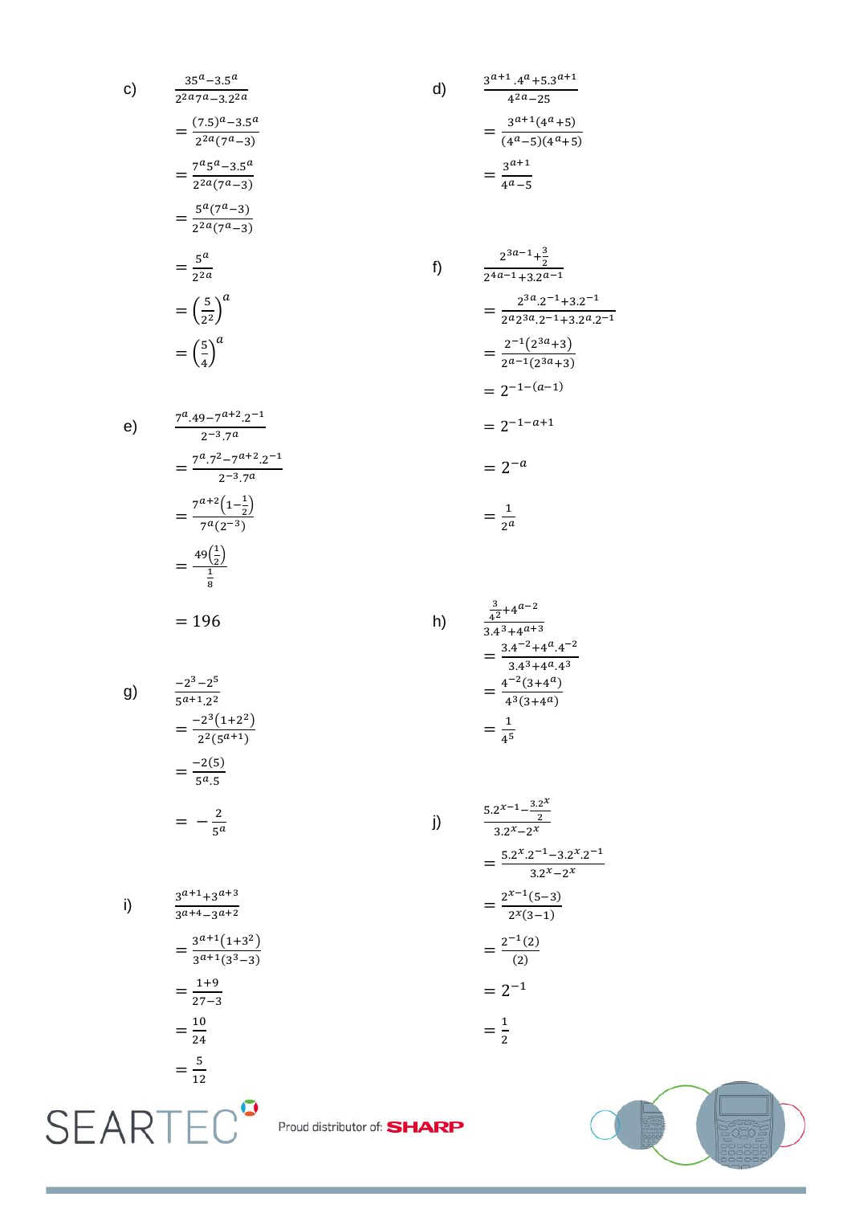c) $\frac{35^a - 3.5^a}{2^{2a}7^a - 3.2^{2a}}$

$= \frac{(7.5)^a - 3.5^a}{2^{2a}(7^a - 3)}$

$= \frac{7^a 5^a - 3.5^a}{2^{2a}(7^a - 3)}$

$= \frac{5^a(7^a - 3)}{2^{2a}(7^a - 3)}$

$= \frac{5^a}{2^{2a}}$

$= \left(\frac{5}{2^2}\right)^a$

$= \left(\frac{5}{4}\right)^a$

d) $\frac{3^{a+1}.4^a + 5.3^{a+1}}{4^{2a} - 25}$

$= \frac{3^{a+1}(4^a + 5)}{(4^a - 5)(4^a + 5)}$

$= \frac{3^{a+1}}{4^a - 5}$

e) $\frac{7^a.49 - 7^{a+2}.2^{-1}}{2^{-3}.7^a}$

$= \frac{7^a.7^2 - 7^{a+2}.2^{-1}}{2^{-3}.7^a}$

$= \frac{7^{a+2}\left(1 - \frac{1}{2}\right)}{7^a(2^{-3})}$

$= \frac{49\left(\frac{1}{2}\right)}{\frac{1}{8}}$

$= 196$

f) $\frac{2^{3a-1} + \frac{3}{2}}{2^{4a-1} + 3.2^{a-1}}$

$= \frac{2^{3a}.2^{-1} + 3.2^{-1}}{2^a 2^{3a}.2^{-1} + 3.2^a.2^{-1}}$

$= \frac{2^{-1}(2^{3a} + 3)}{2^{a-1}(2^{3a} + 3)}$

$= 2^{-1-(a-1)}$

$= 2^{-1-a+1}$

$= 2^{-a}$

$= \frac{1}{2^a}$

g) $\frac{-2^3 - 2^5}{5^{a+1}.2^2}$

$= \frac{-2^3(1 + 2^2)}{2^2(5^{a+1})}$

$= \frac{-2(5)}{5^a.5}$

$= -\frac{2}{5^a}$

h) $\frac{\frac{3}{4^2} + 4^{a-2}}{3.4^3 + 4^{a+3}}$

$= \frac{3.4^{-2} + 4^a.4^{-2}}{3.4^3 + 4^a.4^3}$

$= \frac{4^{-2}(3 + 4^a)}{4^3(3 + 4^a)}$

$= \frac{1}{4^5}$

i) $\frac{3^{a+1} + 3^{a+3}}{3^{a+4} - 3^{a+2}}$

$= \frac{3^{a+1}(1 + 3^2)}{3^{a+1}(3^3 - 3)}$

$= \frac{1 + 9}{27 - 3}$

$= \frac{10}{24}$

$= \frac{5}{12}$

j) $\frac{5.2^{x-1} - \frac{3.2^x}{2}}{3.2^x - 2^x}$

$= \frac{5.2^x.2^{-1} - 3.2^x.2^{-1}}{3.2^x - 2^x}$

$= \frac{2^{x-1}(5 - 3)}{2^x(3 - 1)}$

$= \frac{2^{-1}(2)}{(2)}$

$= 2^{-1}$

$= \frac{1}{2}$

SEARTEC Proud distributor of: SHARP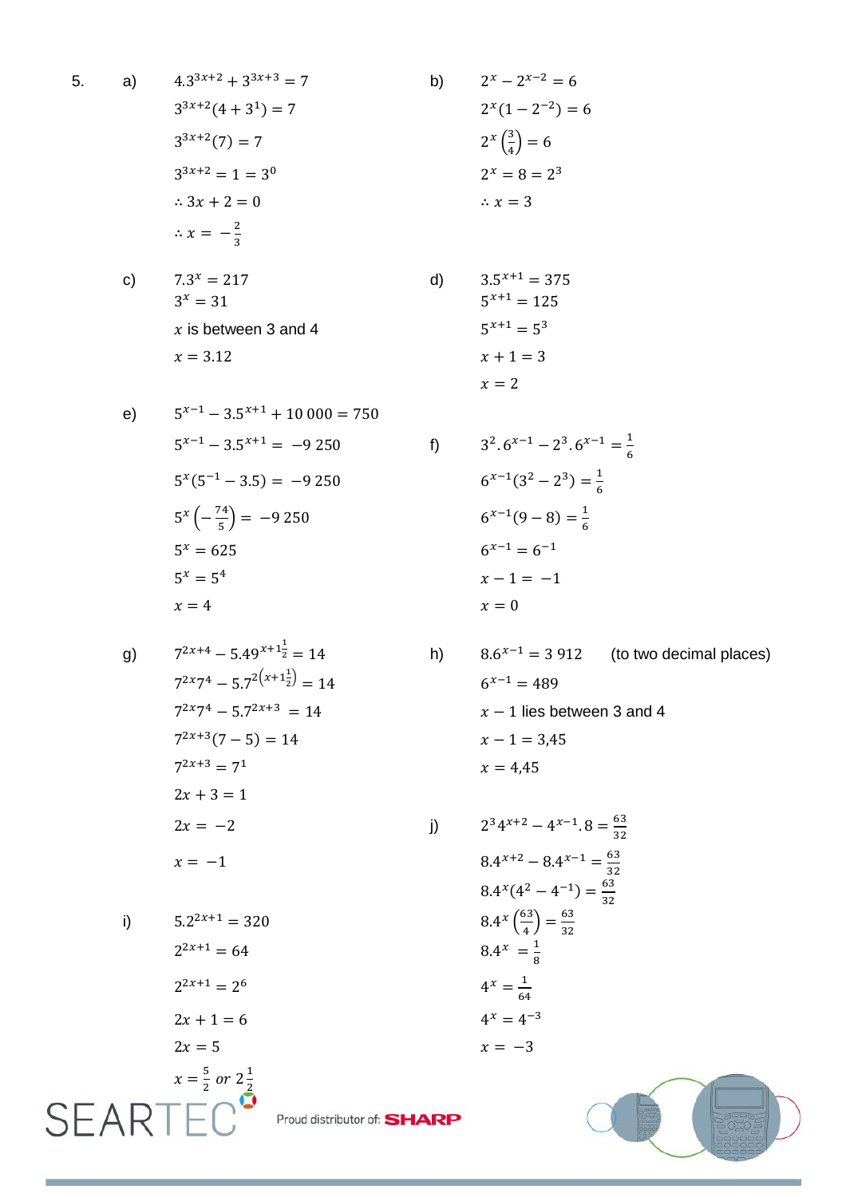5.

a)

$$4.3^{3x+2} + 3^{3x+3} = 7$$
$$3^{3x+2}(4 + 3^1) = 7$$
$$3^{3x+2}(7) = 7$$
$$3^{3x+2} = 1 = 3^0$$
$$\therefore 3x + 2 = 0$$
$$\therefore x = -\frac{2}{3}$$

b)

$$2^x - 2^{x-2} = 6$$
$$2^x(1 - 2^{-2}) = 6$$
$$2^x\left(\frac{3}{4}\right) = 6$$
$$2^x = 8 = 2^3$$
$$\therefore x = 3$$

c)

$$7.3^x = 217$$
$$3^x = 31$$

$x$ is between 3 and 4

$$x = 3.12$$

d)

$$3.5^{x+1} = 375$$
$$5^{x+1} = 125$$
$$5^{x+1} = 5^3$$
$$x + 1 = 3$$
$$x = 2$$

e)

$$5^{x-1} - 3.5^{x+1} + 10\,000 = 750$$
$$5^{x-1} - 3.5^{x+1} = -9\,250$$
$$5^x(5^{-1} - 3.5) = -9\,250$$
$$5^x\left(-\frac{74}{5}\right) = -9\,250$$
$$5^x = 625$$
$$5^x = 5^4$$
$$x = 4$$

f)

$$3^2.6^{x-1} - 2^3.6^{x-1} = \frac{1}{6}$$
$$6^{x-1}(3^2 - 2^3) = \frac{1}{6}$$
$$6^{x-1}(9 - 8) = \frac{1}{6}$$
$$6^{x-1} = 6^{-1}$$
$$x - 1 = -1$$
$$x = 0$$

g)

$$7^{2x+4} - 5.49^{x+1\frac{1}{2}} = 14$$
$$7^{2x}7^4 - 5.7^{2\left(x+1\frac{1}{2}\right)} = 14$$
$$7^{2x}7^4 - 5.7^{2x+3} = 14$$
$$7^{2x+3}(7 - 5) = 14$$
$$7^{2x+3} = 7^1$$
$$2x + 3 = 1$$
$$2x = -2$$
$$x = -1$$

h)

$$8.6^{x-1} = 3\,912 \quad \text{(to two decimal places)}$$
$$6^{x-1} = 489$$

$x - 1$ lies between 3 and 4

$$x - 1 = 3{,}45$$
$$x = 4{,}45$$

i)

$$5.2^{2x+1} = 320$$
$$2^{2x+1} = 64$$
$$2^{2x+1} = 2^6$$
$$2x + 1 = 6$$
$$2x = 5$$
$$x = \frac{5}{2} \text{ or } 2\frac{1}{2}$$

j)

$$2^3 4^{x+2} - 4^{x-1}.8 = \frac{63}{32}$$
$$8.4^{x+2} - 8.4^{x-1} = \frac{63}{32}$$
$$8.4^x(4^2 - 4^{-1}) = \frac{63}{32}$$
$$8.4^x\left(\frac{63}{4}\right) = \frac{63}{32}$$
$$8.4^x = \frac{1}{8}$$
$$4^x = \frac{1}{64}$$
$$4^x = 4^{-3}$$
$$x = -3$$

SEARTEC Proud distributor of: SHARP